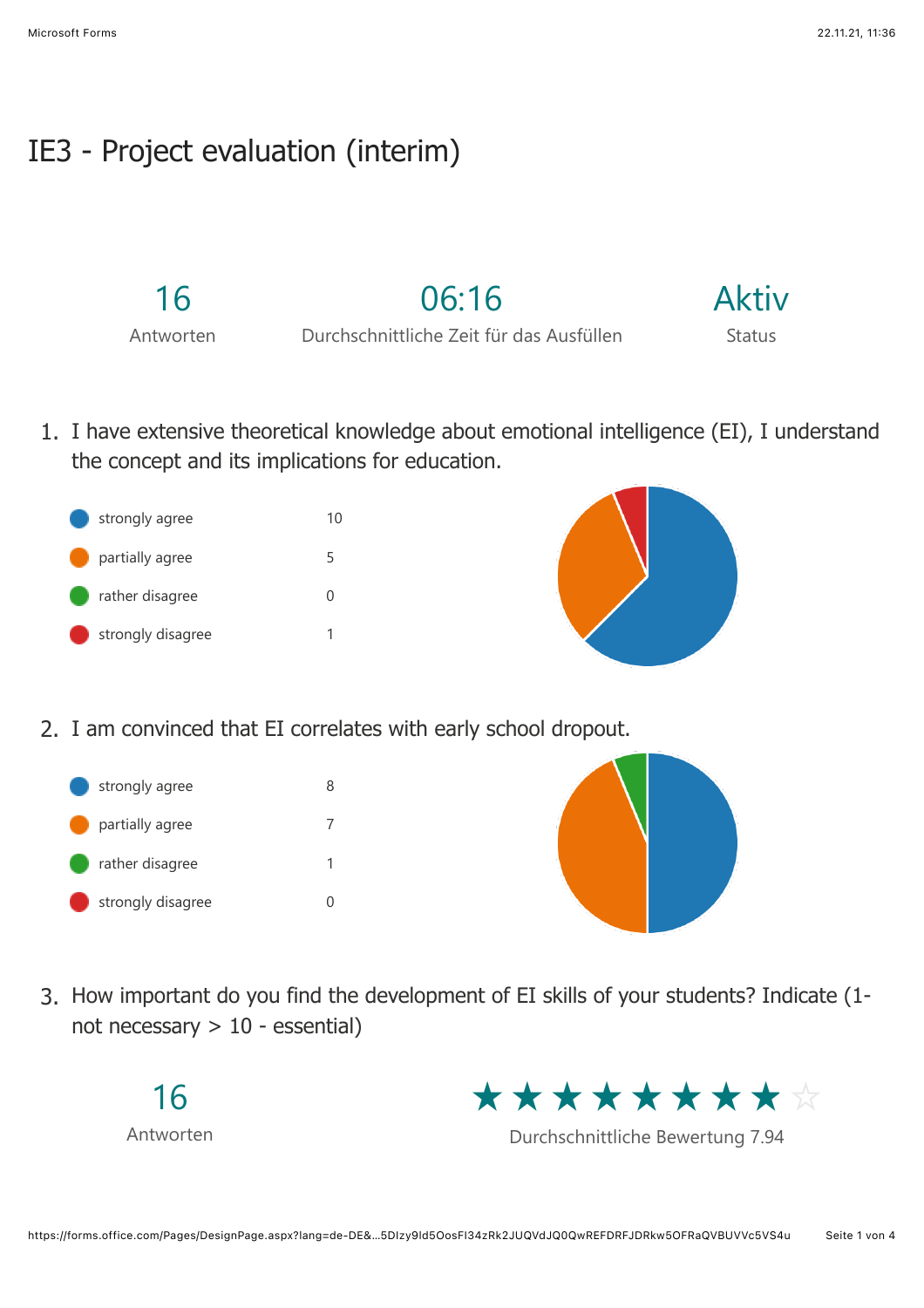# IE3 - Project evaluation (interim)

| 16 | 06:16 | Aktiv |
|---|---|---|
| Antworten | Durchschnittliche Zeit für das Ausfüllen | Status |

1. I have extensive theoretical knowledge about emotional intelligence (EI), I understand the concept and its implications for education.

| | |
|---|---|
| strongly agree | 10 |
| partially agree | 5 |
| rather disagree | 0 |
| strongly disagree | 1 |

2. I am convinced that EI correlates with early school dropout.

| | |
|---|---|
| strongly agree | 8 |
| partially agree | 7 |
| rather disagree | 1 |
| strongly disagree | 0 |

3. How important do you find the development of EI skills of your students? Indicate (1- not necessary > 10 - essential)

16
Antworten

Durchschnittliche Bewertung 7.94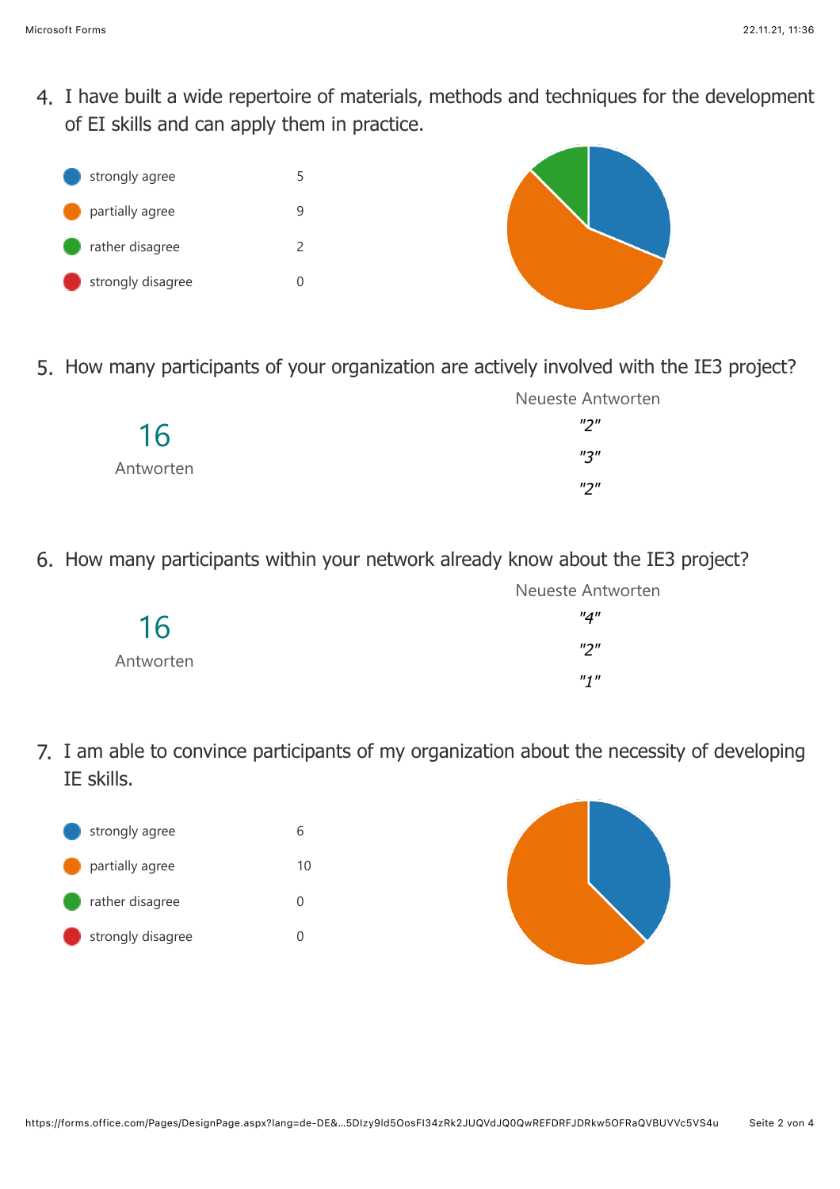4. I have built a wide repertoire of materials, methods and techniques for the development of EI skills and can apply them in practice.

| | |
|---|---|
| strongly agree | 5 |
| partially agree | 9 |
| rather disagree | 2 |
| strongly disagree | 0 |

5. How many participants of your organization are actively involved with the IE3 project?

16
Antworten

Neueste Antworten

"2"

"3"

"2"

6. How many participants within your network already know about the IE3 project?

16
Antworten

Neueste Antworten

"4"

"2"

"1"

7. I am able to convince participants of my organization about the necessity of developing IE skills.

| | |
|---|---|
| strongly agree | 6 |
| partially agree | 10 |
| rather disagree | 0 |
| strongly disagree | 0 |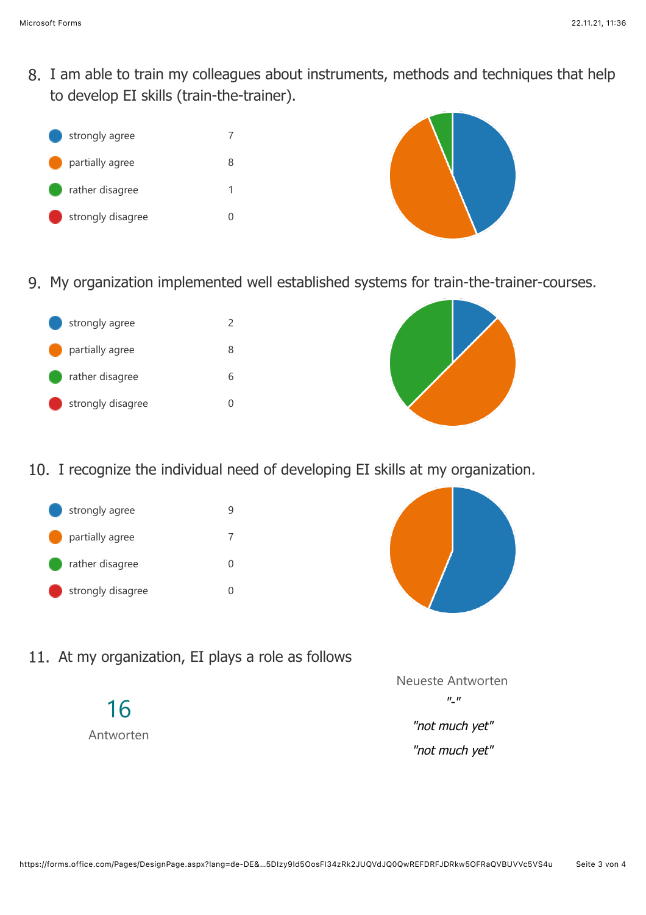8. I am able to train my colleagues about instruments, methods and techniques that help to develop EI skills (train-the-trainer).

| | |
|---|---|
| strongly agree | 7 |
| partially agree | 8 |
| rather disagree | 1 |
| strongly disagree | 0 |

9. My organization implemented well established systems for train-the-trainer-courses.

| | |
|---|---|
| strongly agree | 2 |
| partially agree | 8 |
| rather disagree | 6 |
| strongly disagree | 0 |

10. I recognize the individual need of developing EI skills at my organization.

| | |
|---|---|
| strongly agree | 9 |
| partially agree | 7 |
| rather disagree | 0 |
| strongly disagree | 0 |

11. At my organization, EI plays a role as follows

16

Antworten

Neueste Antworten

*"-"*

*"not much yet"*

*"not much yet"*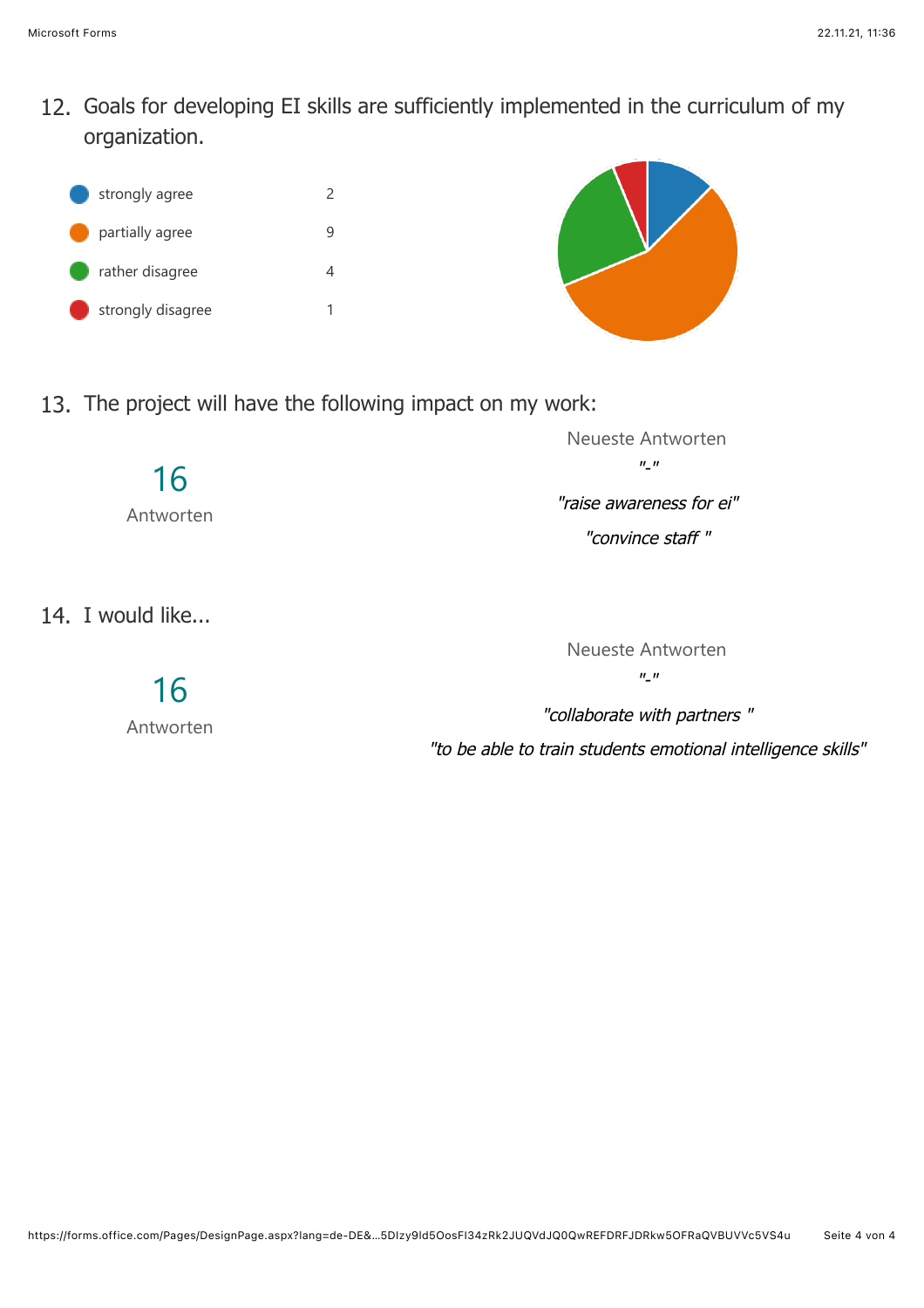12. Goals for developing EI skills are sufficiently implemented in the curriculum of my organization.

- strongly agree 2
- partially agree 9
- rather disagree 4
- strongly disagree 1

13. The project will have the following impact on my work:

16

Antworten

Neueste Antworten

"-"

"raise awareness for ei"

"convince staff "

14. I would like...

16

Antworten

Neueste Antworten

"-"

"collaborate with partners "

"to be able to train students emotional intelligence skills"